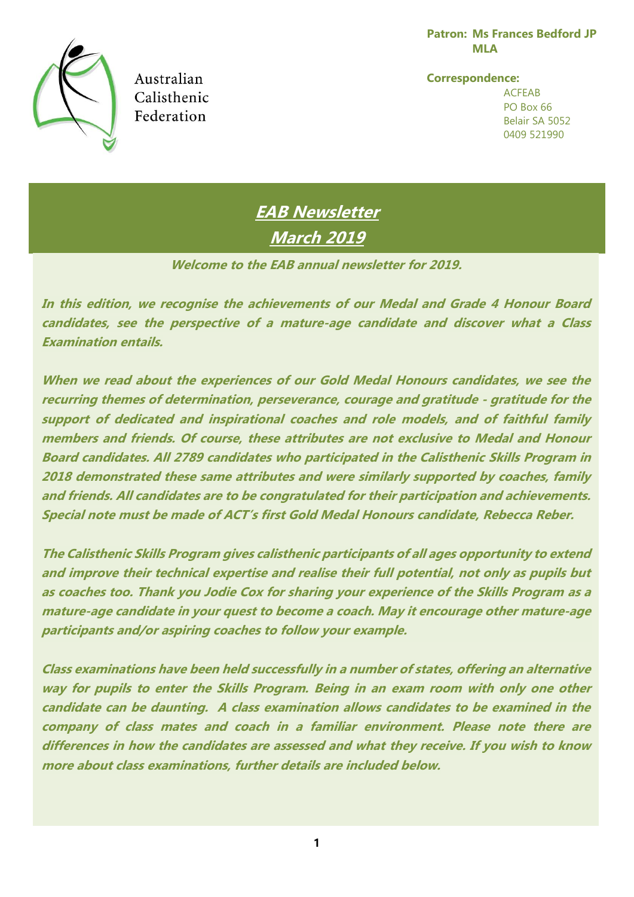Australian Calisthenic Federation

**Patron: Ms Frances Bedford JP MLA**

**Correspondence:**
ACFEAB
PO Box 66
Belair SA 5052
0409 521990

# ***EAB Newsletter***
# ***March 2019***

***Welcome to the EAB annual newsletter for 2019.***

***In this edition, we recognise the achievements of our Medal and Grade 4 Honour Board candidates, see the perspective of a mature-age candidate and discover what a Class Examination entails.***

***When we read about the experiences of our Gold Medal Honours candidates, we see the recurring themes of determination, perseverance, courage and gratitude - gratitude for the support of dedicated and inspirational coaches and role models, and of faithful family members and friends. Of course, these attributes are not exclusive to Medal and Honour Board candidates. All 2789 candidates who participated in the Calisthenic Skills Program in 2018 demonstrated these same attributes and were similarly supported by coaches, family and friends. All candidates are to be congratulated for their participation and achievements. Special note must be made of ACT's first Gold Medal Honours candidate, Rebecca Reber.***

***The Calisthenic Skills Program gives calisthenic participants of all ages opportunity to extend and improve their technical expertise and realise their full potential, not only as pupils but as coaches too. Thank you Jodie Cox for sharing your experience of the Skills Program as a mature-age candidate in your quest to become a coach. May it encourage other mature-age participants and/or aspiring coaches to follow your example.***

***Class examinations have been held successfully in a number of states, offering an alternative way for pupils to enter the Skills Program. Being in an exam room with only one other candidate can be daunting. A class examination allows candidates to be examined in the company of class mates and coach in a familiar environment. Please note there are differences in how the candidates are assessed and what they receive. If you wish to know more about class examinations, further details are included below.***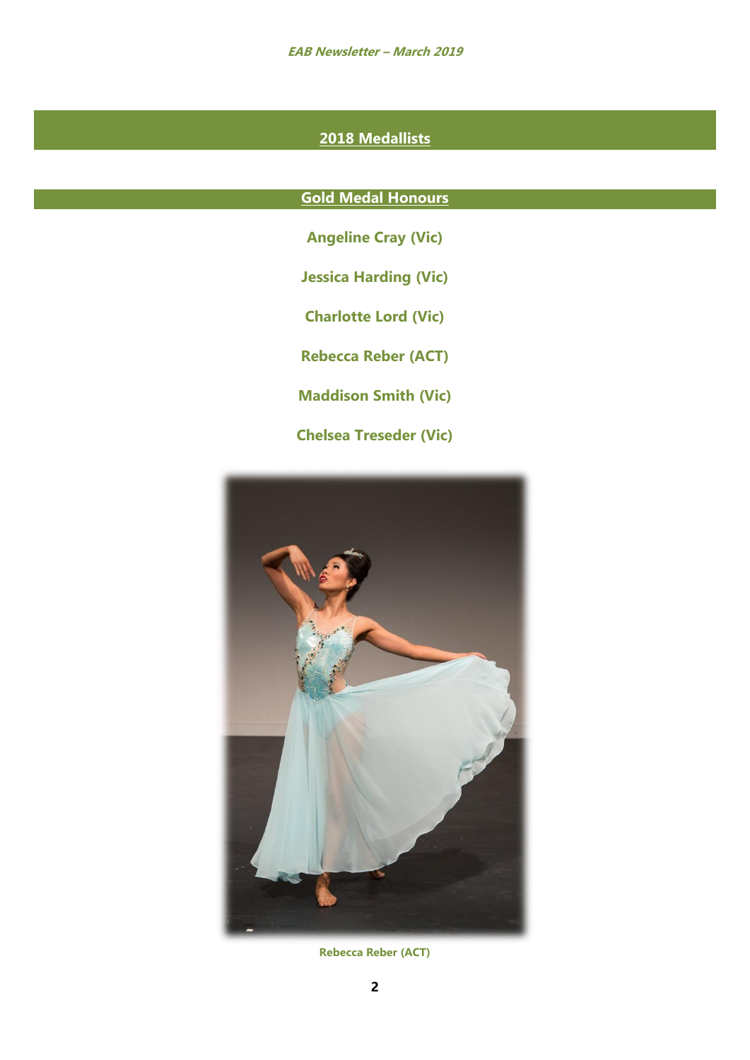## 2018 Medallists

### Gold Medal Honours

**Angeline Cray (Vic)**

**Jessica Harding (Vic)**

**Charlotte Lord (Vic)**

**Rebecca Reber (ACT)**

**Maddison Smith (Vic)**

**Chelsea Treseder (Vic)**

**Rebecca Reber (ACT)**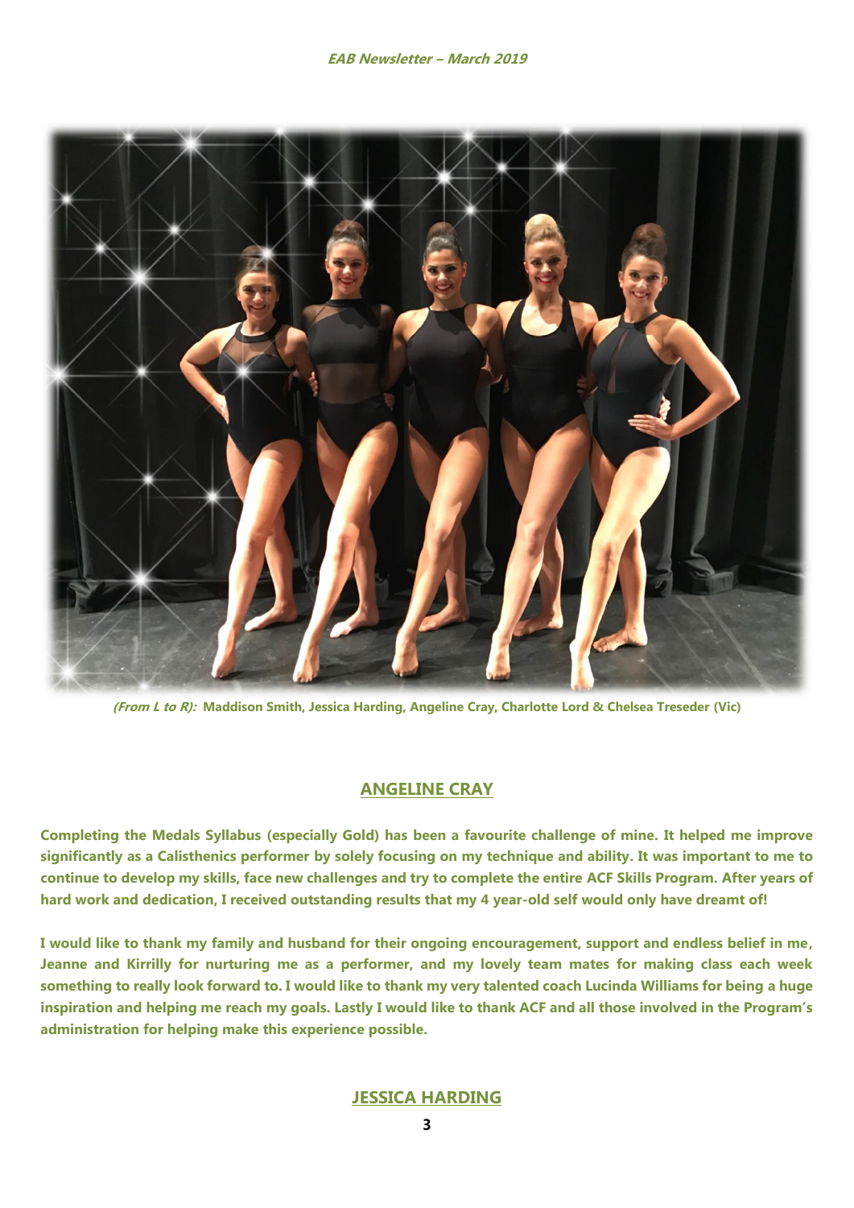*(From L to R):* **Maddison Smith, Jessica Harding, Angeline Cray, Charlotte Lord & Chelsea Treseder (Vic)**

## ANGELINE CRAY

**Completing the Medals Syllabus (especially Gold) has been a favourite challenge of mine. It helped me improve significantly as a Calisthenics performer by solely focusing on my technique and ability. It was important to me to continue to develop my skills, face new challenges and try to complete the entire ACF Skills Program. After years of hard work and dedication, I received outstanding results that my 4 year-old self would only have dreamt of!**

**I would like to thank my family and husband for their ongoing encouragement, support and endless belief in me, Jeanne and Kirrilly for nurturing me as a performer, and my lovely team mates for making class each week something to really look forward to. I would like to thank my very talented coach Lucinda Williams for being a huge inspiration and helping me reach my goals. Lastly I would like to thank ACF and all those involved in the Program's administration for helping make this experience possible.**

## JESSICA HARDING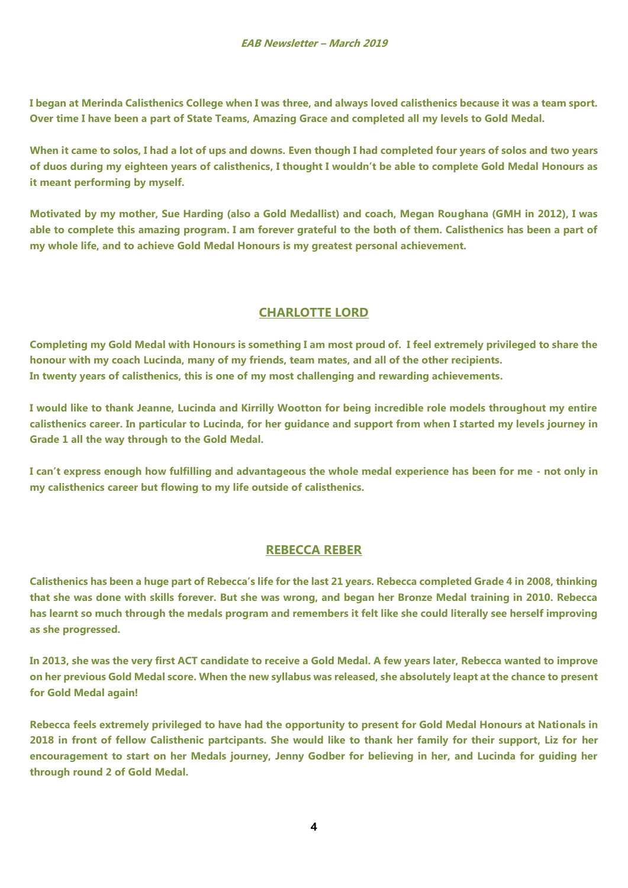**I began at Merinda Calisthenics College when I was three, and always loved calisthenics because it was a team sport. Over time I have been a part of State Teams, Amazing Grace and completed all my levels to Gold Medal.**

**When it came to solos, I had a lot of ups and downs. Even though I had completed four years of solos and two years of duos during my eighteen years of calisthenics, I thought I wouldn't be able to complete Gold Medal Honours as it meant performing by myself.**

**Motivated by my mother, Sue Harding (also a Gold Medallist) and coach, Megan Roughana (GMH in 2012), I was able to complete this amazing program. I am forever grateful to the both of them. Calisthenics has been a part of my whole life, and to achieve Gold Medal Honours is my greatest personal achievement.**

## CHARLOTTE LORD

**Completing my Gold Medal with Honours is something I am most proud of. I feel extremely privileged to share the honour with my coach Lucinda, many of my friends, team mates, and all of the other recipients. In twenty years of calisthenics, this is one of my most challenging and rewarding achievements.**

**I would like to thank Jeanne, Lucinda and Kirrilly Wootton for being incredible role models throughout my entire calisthenics career. In particular to Lucinda, for her guidance and support from when I started my levels journey in Grade 1 all the way through to the Gold Medal.**

**I can't express enough how fulfilling and advantageous the whole medal experience has been for me - not only in my calisthenics career but flowing to my life outside of calisthenics.**

## REBECCA REBER

**Calisthenics has been a huge part of Rebecca's life for the last 21 years. Rebecca completed Grade 4 in 2008, thinking that she was done with skills forever. But she was wrong, and began her Bronze Medal training in 2010. Rebecca has learnt so much through the medals program and remembers it felt like she could literally see herself improving as she progressed.**

**In 2013, she was the very first ACT candidate to receive a Gold Medal. A few years later, Rebecca wanted to improve on her previous Gold Medal score. When the new syllabus was released, she absolutely leapt at the chance to present for Gold Medal again!**

**Rebecca feels extremely privileged to have had the opportunity to present for Gold Medal Honours at Nationals in 2018 in front of fellow Calisthenic partcipants. She would like to thank her family for their support, Liz for her encouragement to start on her Medals journey, Jenny Godber for believing in her, and Lucinda for guiding her through round 2 of Gold Medal.**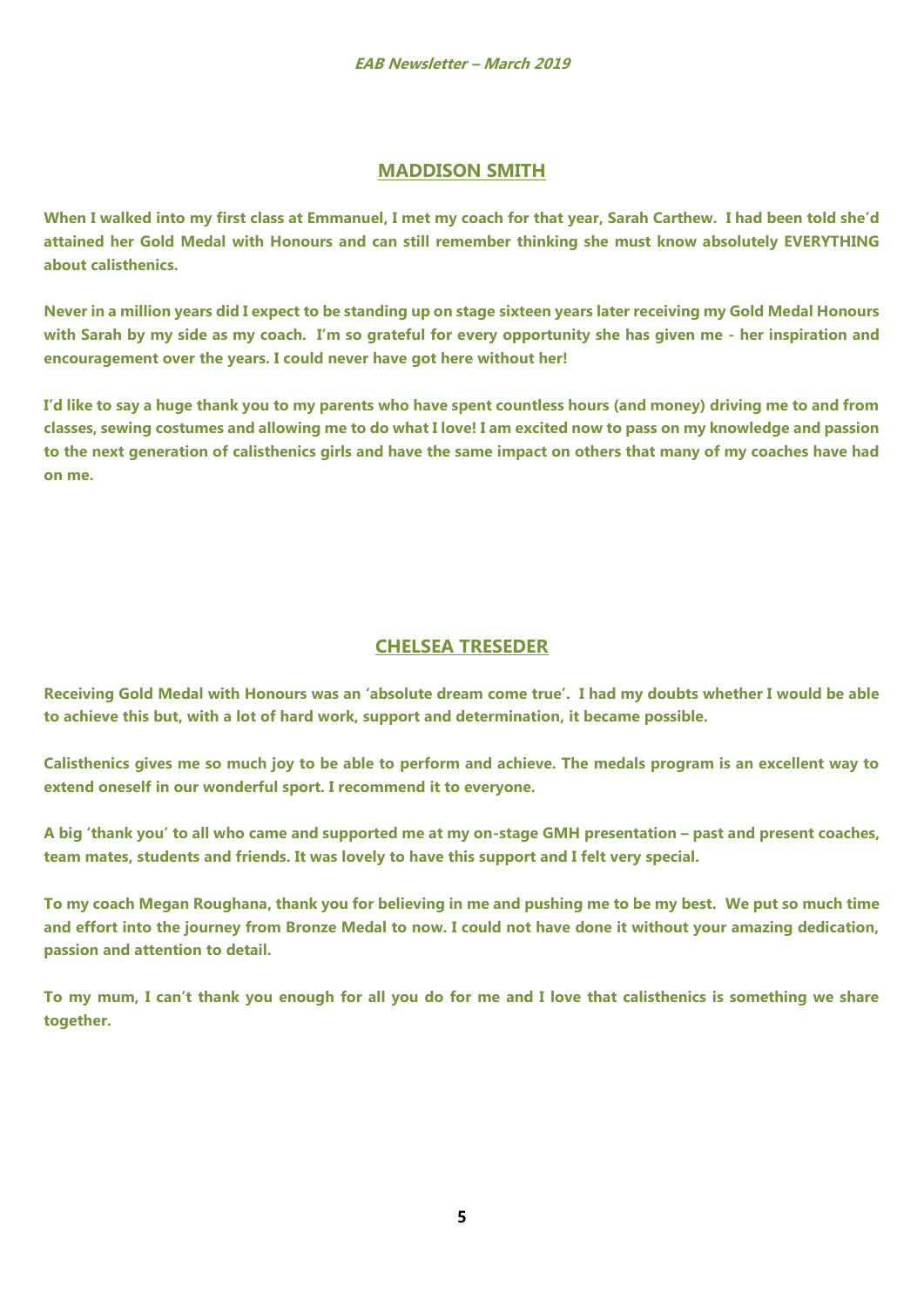## MADDISON SMITH

**When I walked into my first class at Emmanuel, I met my coach for that year, Sarah Carthew. I had been told she'd attained her Gold Medal with Honours and can still remember thinking she must know absolutely EVERYTHING about calisthenics.**

**Never in a million years did I expect to be standing up on stage sixteen years later receiving my Gold Medal Honours with Sarah by my side as my coach. I'm so grateful for every opportunity she has given me - her inspiration and encouragement over the years. I could never have got here without her!**

**I'd like to say a huge thank you to my parents who have spent countless hours (and money) driving me to and from classes, sewing costumes and allowing me to do what I love! I am excited now to pass on my knowledge and passion to the next generation of calisthenics girls and have the same impact on others that many of my coaches have had on me.**

## CHELSEA TRESEDER

**Receiving Gold Medal with Honours was an 'absolute dream come true'. I had my doubts whether I would be able to achieve this but, with a lot of hard work, support and determination, it became possible.**

**Calisthenics gives me so much joy to be able to perform and achieve. The medals program is an excellent way to extend oneself in our wonderful sport. I recommend it to everyone.**

**A big 'thank you' to all who came and supported me at my on-stage GMH presentation – past and present coaches, team mates, students and friends. It was lovely to have this support and I felt very special.**

**To my coach Megan Roughana, thank you for believing in me and pushing me to be my best. We put so much time and effort into the journey from Bronze Medal to now. I could not have done it without your amazing dedication, passion and attention to detail.**

**To my mum, I can't thank you enough for all you do for me and I love that calisthenics is something we share together.**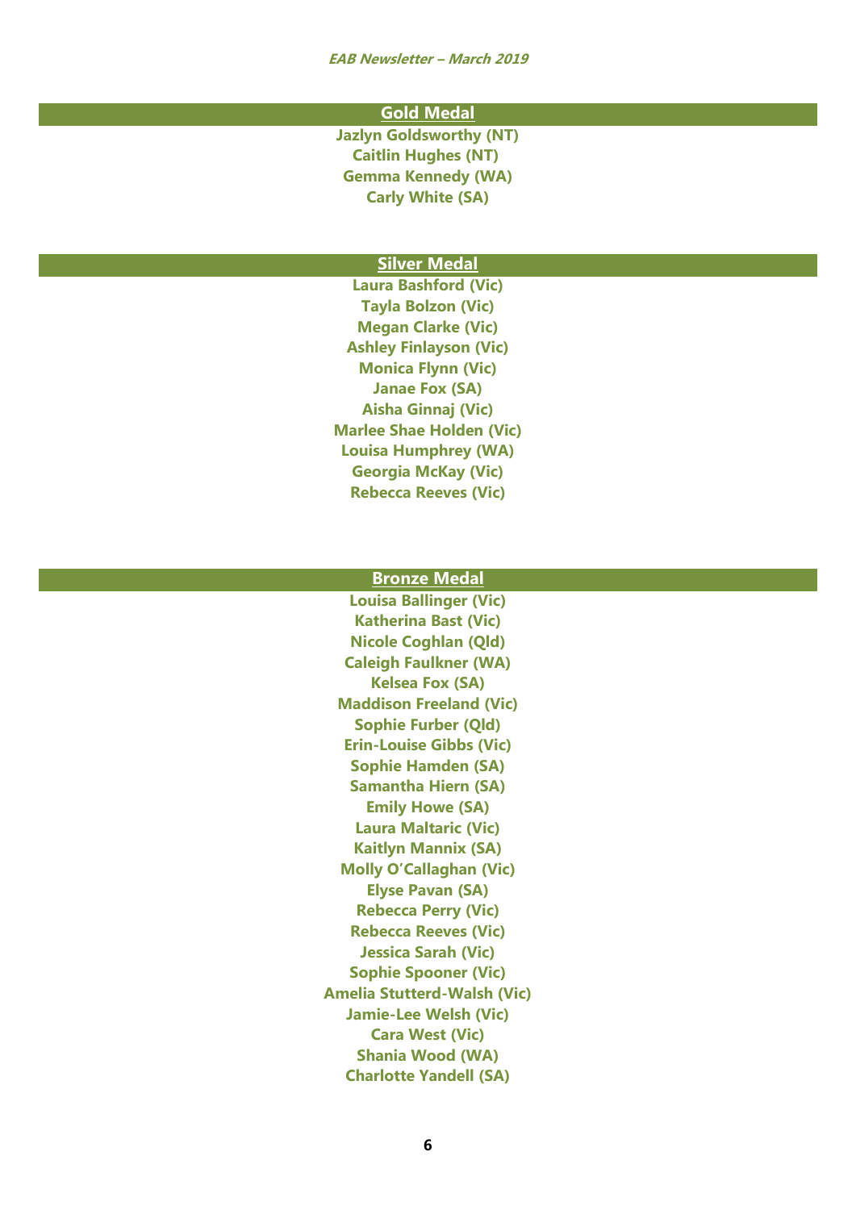## Gold Medal

**Jazlyn Goldsworthy (NT)**
**Caitlin Hughes (NT)**
**Gemma Kennedy (WA)**
**Carly White (SA)**

## Silver Medal

**Laura Bashford (Vic)**
**Tayla Bolzon (Vic)**
**Megan Clarke (Vic)**
**Ashley Finlayson (Vic)**
**Monica Flynn (Vic)**
**Janae Fox (SA)**
**Aisha Ginnaj (Vic)**
**Marlee Shae Holden (Vic)**
**Louisa Humphrey (WA)**
**Georgia McKay (Vic)**
**Rebecca Reeves (Vic)**

## Bronze Medal

**Louisa Ballinger (Vic)**
**Katherina Bast (Vic)**
**Nicole Coghlan (Qld)**
**Caleigh Faulkner (WA)**
**Kelsea Fox (SA)**
**Maddison Freeland (Vic)**
**Sophie Furber (Qld)**
**Erin-Louise Gibbs (Vic)**
**Sophie Hamden (SA)**
**Samantha Hiern (SA)**
**Emily Howe (SA)**
**Laura Maltaric (Vic)**
**Kaitlyn Mannix (SA)**
**Molly O'Callaghan (Vic)**
**Elyse Pavan (SA)**
**Rebecca Perry (Vic)**
**Rebecca Reeves (Vic)**
**Jessica Sarah (Vic)**
**Sophie Spooner (Vic)**
**Amelia Stutterd-Walsh (Vic)**
**Jamie-Lee Welsh (Vic)**
**Cara West (Vic)**
**Shania Wood (WA)**
**Charlotte Yandell (SA)**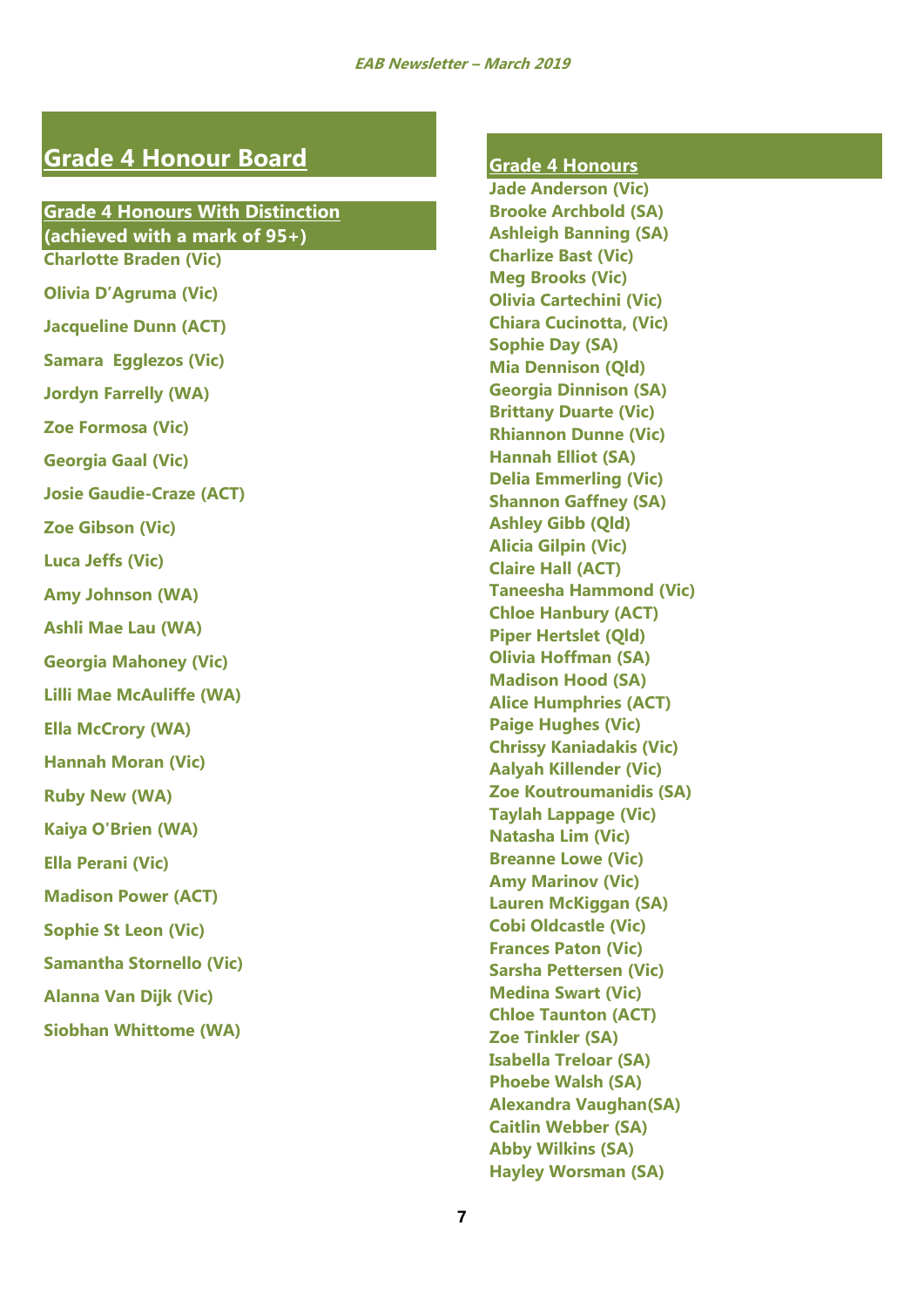# Grade 4 Honour Board

## Grade 4 Honours With Distinction (achieved with a mark of 95+)

Charlotte Braden (Vic)

Olivia D'Agruma (Vic)

Jacqueline Dunn (ACT)

Samara  Egglezos (Vic)

Jordyn Farrelly (WA)

Zoe Formosa (Vic)

Georgia Gaal (Vic)

Josie Gaudie-Craze (ACT)

Zoe Gibson (Vic)

Luca Jeffs (Vic)

Amy Johnson (WA)

Ashli Mae Lau (WA)

Georgia Mahoney (Vic)

Lilli Mae McAuliffe (WA)

Ella McCrory (WA)

Hannah Moran (Vic)

Ruby New (WA)

Kaiya O'Brien (WA)

Ella Perani (Vic)

Madison Power (ACT)

Sophie St Leon (Vic)

Samantha Stornello (Vic)

Alanna Van Dijk (Vic)

Siobhan Whittome (WA)

## Grade 4 Honours

Jade Anderson (Vic)
Brooke Archbold (SA)
Ashleigh Banning (SA)
Charlize Bast (Vic)
Meg Brooks (Vic)
Olivia Cartechini (Vic)
Chiara Cucinotta, (Vic)
Sophie Day (SA)
Mia Dennison (Qld)
Georgia Dinnison (SA)
Brittany Duarte (Vic)
Rhiannon Dunne (Vic)
Hannah Elliot (SA)
Delia Emmerling (Vic)
Shannon Gaffney (SA)
Ashley Gibb (Qld)
Alicia Gilpin (Vic)
Claire Hall (ACT)
Taneesha Hammond (Vic)
Chloe Hanbury (ACT)
Piper Hertslet (Qld)
Olivia Hoffman (SA)
Madison Hood (SA)
Alice Humphries (ACT)
Paige Hughes (Vic)
Chrissy Kaniadakis (Vic)
Aalyah Killender (Vic)
Zoe Koutroumanidis (SA)
Taylah Lappage (Vic)
Natasha Lim (Vic)
Breanne Lowe (Vic)
Amy Marinov (Vic)
Lauren McKiggan (SA)
Cobi Oldcastle (Vic)
Frances Paton (Vic)
Sarsha Pettersen (Vic)
Medina Swart (Vic)
Chloe Taunton (ACT)
Zoe Tinkler (SA)
Isabella Treloar (SA)
Phoebe Walsh (SA)
Alexandra Vaughan(SA)
Caitlin Webber (SA)
Abby Wilkins (SA)
Hayley Worsman (SA)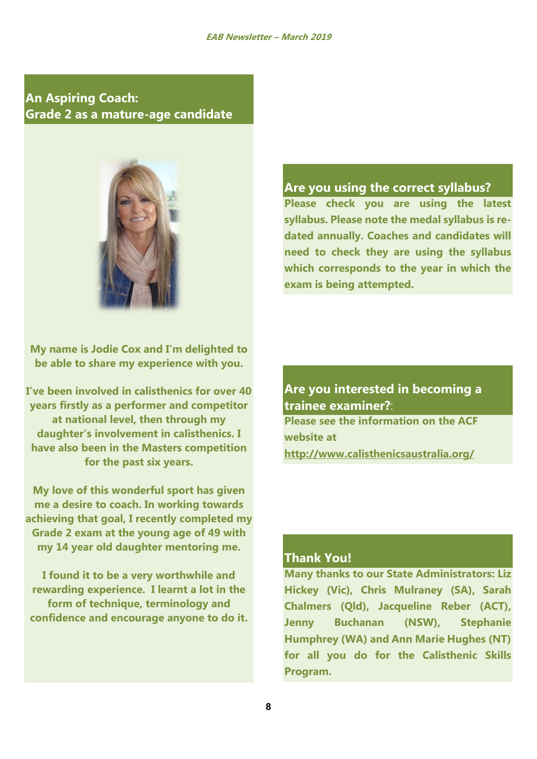## An Aspiring Coach: Grade 2 as a mature-age candidate

**My name is Jodie Cox and I'm delighted to be able to share my experience with you.**

**I've been involved in calisthenics for over 40 years firstly as a performer and competitor at national level, then through my daughter's involvement in calisthenics. I have also been in the Masters competition for the past six years.**

**My love of this wonderful sport has given me a desire to coach. In working towards achieving that goal, I recently completed my Grade 2 exam at the young age of 49 with my 14 year old daughter mentoring me.**

**I found it to be a very worthwhile and rewarding experience. I learnt a lot in the form of technique, terminology and confidence and encourage anyone to do it.**

## Are you using the correct syllabus?

**Please check you are using the latest syllabus. Please note the medal syllabus is re-dated annually. Coaches and candidates will need to check they are using the syllabus which corresponds to the year in which the exam is being attempted.**

## Are you interested in becoming a trainee examiner?:

**Please see the information on the ACF website at http://www.calisthenicsaustralia.org/**

## Thank You!

**Many thanks to our State Administrators: Liz Hickey (Vic), Chris Mulraney (SA), Sarah Chalmers (Qld), Jacqueline Reber (ACT), Jenny Buchanan (NSW), Stephanie Humphrey (WA) and Ann Marie Hughes (NT) for all you do for the Calisthenic Skills Program.**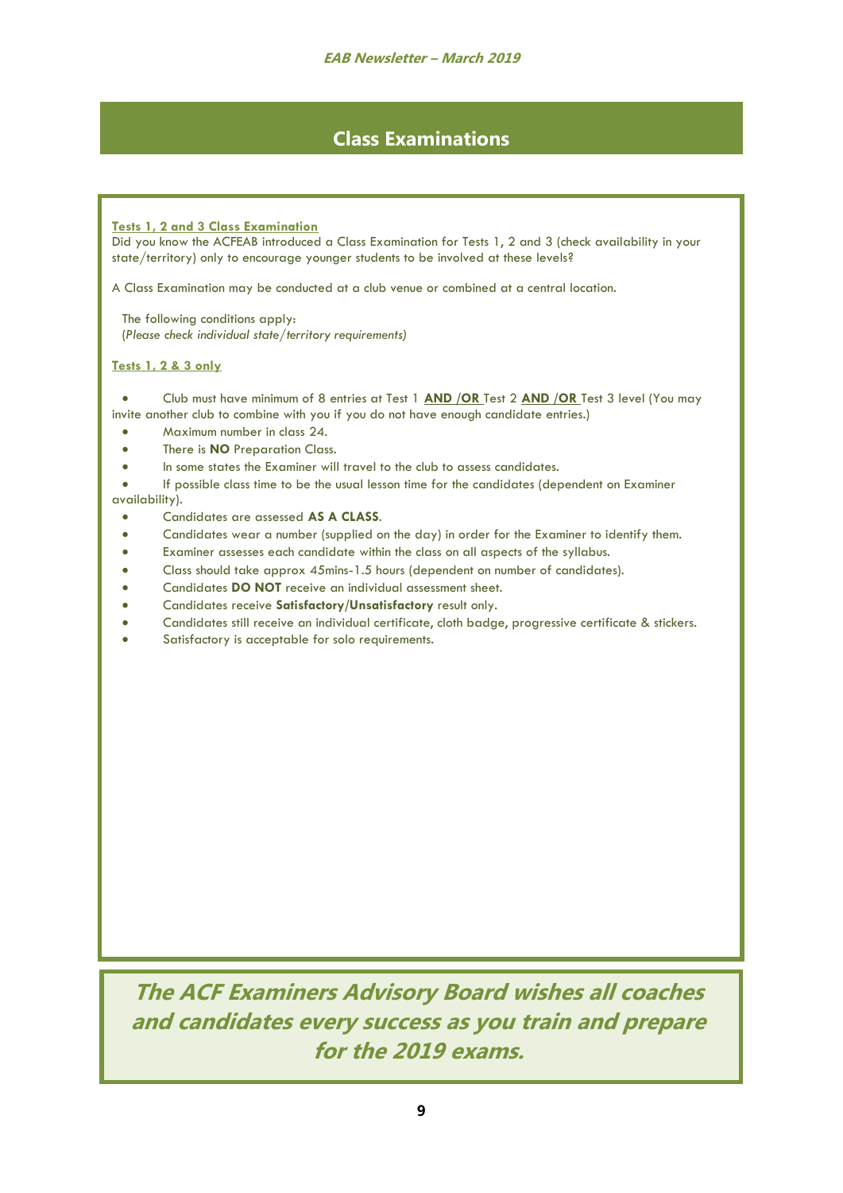## Class Examinations

**Tests 1, 2 and 3 Class Examination**

Did you know the ACFEAB introduced a Class Examination for Tests 1, 2 and 3 (check availability in your state/territory) only to encourage younger students to be involved at these levels?

A Class Examination may be conducted at a club venue or combined at a central location.

The following conditions apply:
(*Please check individual state/territory requirements*)

**Tests 1, 2 & 3 only**

- Club must have minimum of 8 entries at Test 1 **AND /OR** Test 2 **AND /OR** Test 3 level (You may invite another club to combine with you if you do not have enough candidate entries.)
- Maximum number in class 24.
- There is **NO** Preparation Class.
- In some states the Examiner will travel to the club to assess candidates.
- If possible class time to be the usual lesson time for the candidates (dependent on Examiner availability).
- Candidates are assessed **AS A CLASS**.
- Candidates wear a number (supplied on the day) in order for the Examiner to identify them.
- Examiner assesses each candidate within the class on all aspects of the syllabus.
- Class should take approx 45mins-1.5 hours (dependent on number of candidates).
- Candidates **DO NOT** receive an individual assessment sheet.
- Candidates receive **Satisfactory/Unsatisfactory** result only.
- Candidates still receive an individual certificate, cloth badge, progressive certificate & stickers.
- Satisfactory is acceptable for solo requirements.

***The ACF Examiners Advisory Board wishes all coaches and candidates every success as you train and prepare for the 2019 exams.***